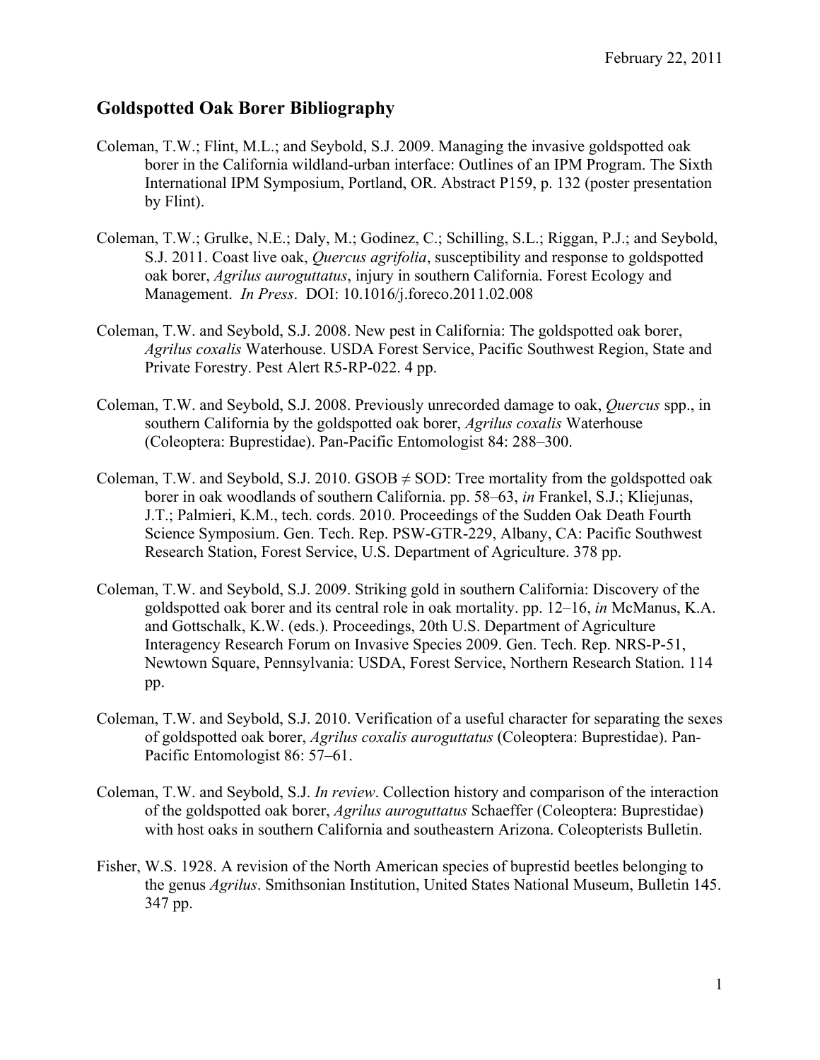February 22, 2011

## Goldspotted Oak Borer Bibliography

Coleman, T.W.; Flint, M.L.; and Seybold, S.J. 2009. Managing the invasive goldspotted oak borer in the California wildland-urban interface: Outlines of an IPM Program. The Sixth International IPM Symposium, Portland, OR. Abstract P159, p. 132 (poster presentation by Flint).

Coleman, T.W.; Grulke, N.E.; Daly, M.; Godinez, C.; Schilling, S.L.; Riggan, P.J.; and Seybold, S.J. 2011. Coast live oak, *Quercus agrifolia*, susceptibility and response to goldspotted oak borer, *Agrilus auroguttatus*, injury in southern California. Forest Ecology and Management. *In Press*. DOI: 10.1016/j.foreco.2011.02.008

Coleman, T.W. and Seybold, S.J. 2008. New pest in California: The goldspotted oak borer, *Agrilus coxalis* Waterhouse. USDA Forest Service, Pacific Southwest Region, State and Private Forestry. Pest Alert R5-RP-022. 4 pp.

Coleman, T.W. and Seybold, S.J. 2008. Previously unrecorded damage to oak, *Quercus* spp., in southern California by the goldspotted oak borer, *Agrilus coxalis* Waterhouse (Coleoptera: Buprestidae). Pan-Pacific Entomologist 84: 288–300.

Coleman, T.W. and Seybold, S.J. 2010. GSOB ≠ SOD: Tree mortality from the goldspotted oak borer in oak woodlands of southern California. pp. 58–63, *in* Frankel, S.J.; Kliejunas, J.T.; Palmieri, K.M., tech. cords. 2010. Proceedings of the Sudden Oak Death Fourth Science Symposium. Gen. Tech. Rep. PSW-GTR-229, Albany, CA: Pacific Southwest Research Station, Forest Service, U.S. Department of Agriculture. 378 pp.

Coleman, T.W. and Seybold, S.J. 2009. Striking gold in southern California: Discovery of the goldspotted oak borer and its central role in oak mortality. pp. 12–16, *in* McManus, K.A. and Gottschalk, K.W. (eds.). Proceedings, 20th U.S. Department of Agriculture Interagency Research Forum on Invasive Species 2009. Gen. Tech. Rep. NRS-P-51, Newtown Square, Pennsylvania: USDA, Forest Service, Northern Research Station. 114 pp.

Coleman, T.W. and Seybold, S.J. 2010. Verification of a useful character for separating the sexes of goldspotted oak borer, *Agrilus coxalis auroguttatus* (Coleoptera: Buprestidae). Pan-Pacific Entomologist 86: 57–61.

Coleman, T.W. and Seybold, S.J. *In review*. Collection history and comparison of the interaction of the goldspotted oak borer, *Agrilus auroguttatus* Schaeffer (Coleoptera: Buprestidae) with host oaks in southern California and southeastern Arizona. Coleopterists Bulletin.

Fisher, W.S. 1928. A revision of the North American species of buprestid beetles belonging to the genus *Agrilus*. Smithsonian Institution, United States National Museum, Bulletin 145. 347 pp.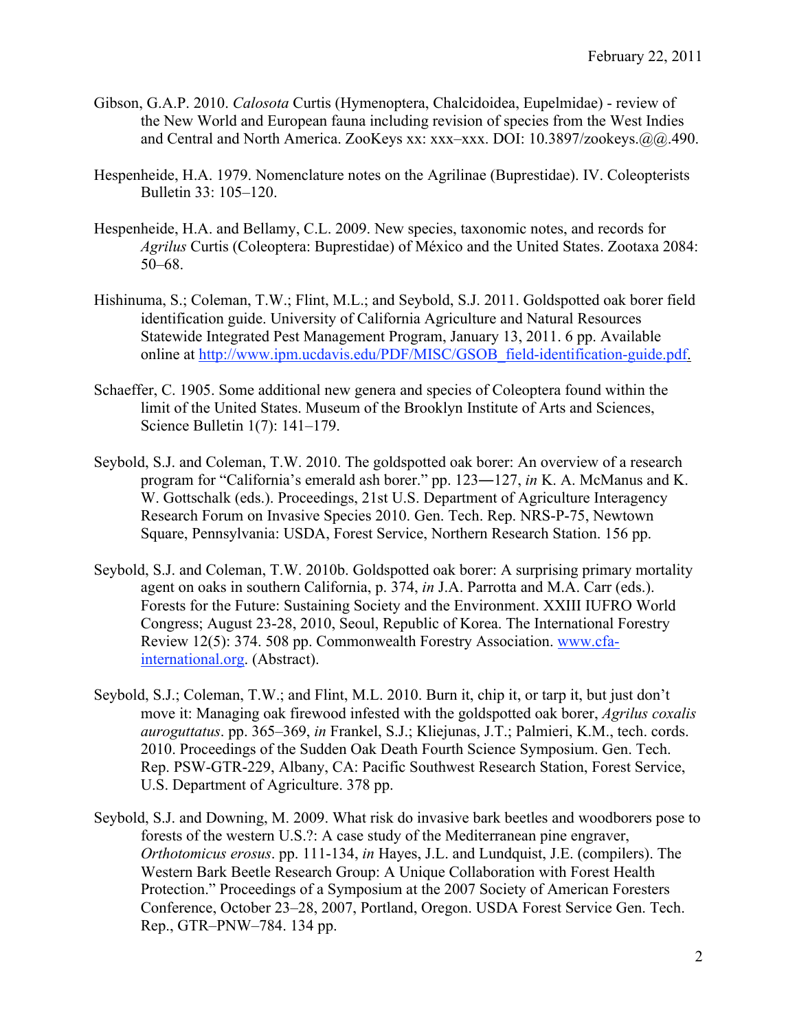Gibson, G.A.P. 2010. *Calosota* Curtis (Hymenoptera, Chalcidoidea, Eupelmidae) - review of the New World and European fauna including revision of species from the West Indies and Central and North America. ZooKeys xx: xxx–xxx. DOI: 10.3897/zookeys.@@.490.

Hespenheide, H.A. 1979. Nomenclature notes on the Agrilinae (Buprestidae). IV. Coleopterists Bulletin 33: 105–120.

Hespenheide, H.A. and Bellamy, C.L. 2009. New species, taxonomic notes, and records for *Agrilus* Curtis (Coleoptera: Buprestidae) of México and the United States. Zootaxa 2084: 50–68.

Hishinuma, S.; Coleman, T.W.; Flint, M.L.; and Seybold, S.J. 2011. Goldspotted oak borer field identification guide. University of California Agriculture and Natural Resources Statewide Integrated Pest Management Program, January 13, 2011. 6 pp. Available online at http://www.ipm.ucdavis.edu/PDF/MISC/GSOB_field-identification-guide.pdf.

Schaeffer, C. 1905. Some additional new genera and species of Coleoptera found within the limit of the United States. Museum of the Brooklyn Institute of Arts and Sciences, Science Bulletin 1(7): 141–179.

Seybold, S.J. and Coleman, T.W. 2010. The goldspotted oak borer: An overview of a research program for "California's emerald ash borer." pp. 123―127, *in* K. A. McManus and K. W. Gottschalk (eds.). Proceedings, 21st U.S. Department of Agriculture Interagency Research Forum on Invasive Species 2010. Gen. Tech. Rep. NRS-P-75, Newtown Square, Pennsylvania: USDA, Forest Service, Northern Research Station. 156 pp.

Seybold, S.J. and Coleman, T.W. 2010b. Goldspotted oak borer: A surprising primary mortality agent on oaks in southern California, p. 374, *in* J.A. Parrotta and M.A. Carr (eds.). Forests for the Future: Sustaining Society and the Environment. XXIII IUFRO World Congress; August 23-28, 2010, Seoul, Republic of Korea. The International Forestry Review 12(5): 374. 508 pp. Commonwealth Forestry Association. www.cfa-international.org. (Abstract).

Seybold, S.J.; Coleman, T.W.; and Flint, M.L. 2010. Burn it, chip it, or tarp it, but just don't move it: Managing oak firewood infested with the goldspotted oak borer, *Agrilus coxalis auroguttatus*. pp. 365–369, *in* Frankel, S.J.; Kliejunas, J.T.; Palmieri, K.M., tech. cords. 2010. Proceedings of the Sudden Oak Death Fourth Science Symposium. Gen. Tech. Rep. PSW-GTR-229, Albany, CA: Pacific Southwest Research Station, Forest Service, U.S. Department of Agriculture. 378 pp.

Seybold, S.J. and Downing, M. 2009. What risk do invasive bark beetles and woodborers pose to forests of the western U.S.?: A case study of the Mediterranean pine engraver, *Orthotomicus erosus*. pp. 111-134, *in* Hayes, J.L. and Lundquist, J.E. (compilers). The Western Bark Beetle Research Group: A Unique Collaboration with Forest Health Protection." Proceedings of a Symposium at the 2007 Society of American Foresters Conference, October 23–28, 2007, Portland, Oregon. USDA Forest Service Gen. Tech. Rep., GTR–PNW–784. 134 pp.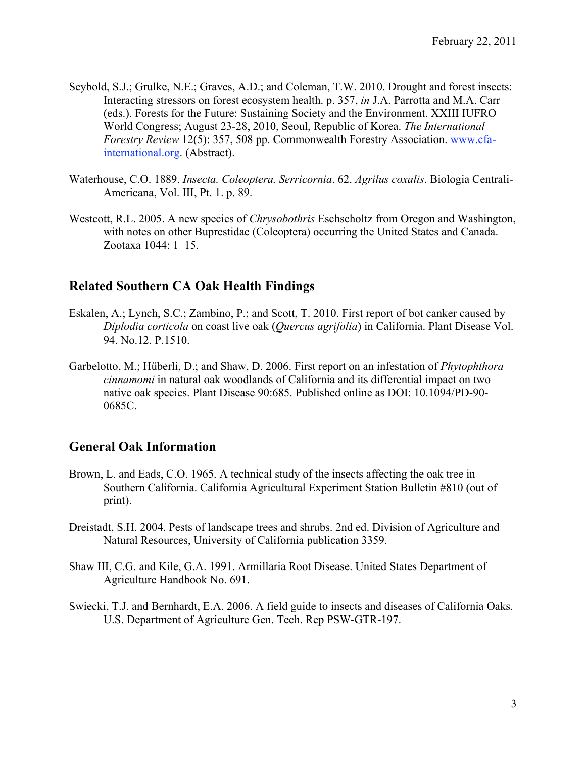Seybold, S.J.; Grulke, N.E.; Graves, A.D.; and Coleman, T.W. 2010. Drought and forest insects: Interacting stressors on forest ecosystem health. p. 357, *in* J.A. Parrotta and M.A. Carr (eds.). Forests for the Future: Sustaining Society and the Environment. XXIII IUFRO World Congress; August 23-28, 2010, Seoul, Republic of Korea. *The International Forestry Review* 12(5): 357, 508 pp. Commonwealth Forestry Association. www.cfa-international.org. (Abstract).

Waterhouse, C.O. 1889. *Insecta. Coleoptera. Serricornia*. 62. *Agrilus coxalis*. Biologia Centrali-Americana, Vol. III, Pt. 1. p. 89.

Westcott, R.L. 2005. A new species of *Chrysobothris* Eschscholtz from Oregon and Washington, with notes on other Buprestidae (Coleoptera) occurring the United States and Canada. Zootaxa 1044: 1–15.

## Related Southern CA Oak Health Findings

Eskalen, A.; Lynch, S.C.; Zambino, P.; and Scott, T. 2010. First report of bot canker caused by *Diplodia corticola* on coast live oak (*Quercus agrifolia*) in California. Plant Disease Vol. 94. No.12. P.1510.

Garbelotto, M.; Hüberli, D.; and Shaw, D. 2006. First report on an infestation of *Phytophthora cinnamomi* in natural oak woodlands of California and its differential impact on two native oak species. Plant Disease 90:685. Published online as DOI: 10.1094/PD-90-0685C.

## General Oak Information

Brown, L. and Eads, C.O. 1965. A technical study of the insects affecting the oak tree in Southern California. California Agricultural Experiment Station Bulletin #810 (out of print).

Dreistadt, S.H. 2004. Pests of landscape trees and shrubs. 2nd ed. Division of Agriculture and Natural Resources, University of California publication 3359.

Shaw III, C.G. and Kile, G.A. 1991. Armillaria Root Disease. United States Department of Agriculture Handbook No. 691.

Swiecki, T.J. and Bernhardt, E.A. 2006. A field guide to insects and diseases of California Oaks. U.S. Department of Agriculture Gen. Tech. Rep PSW-GTR-197.